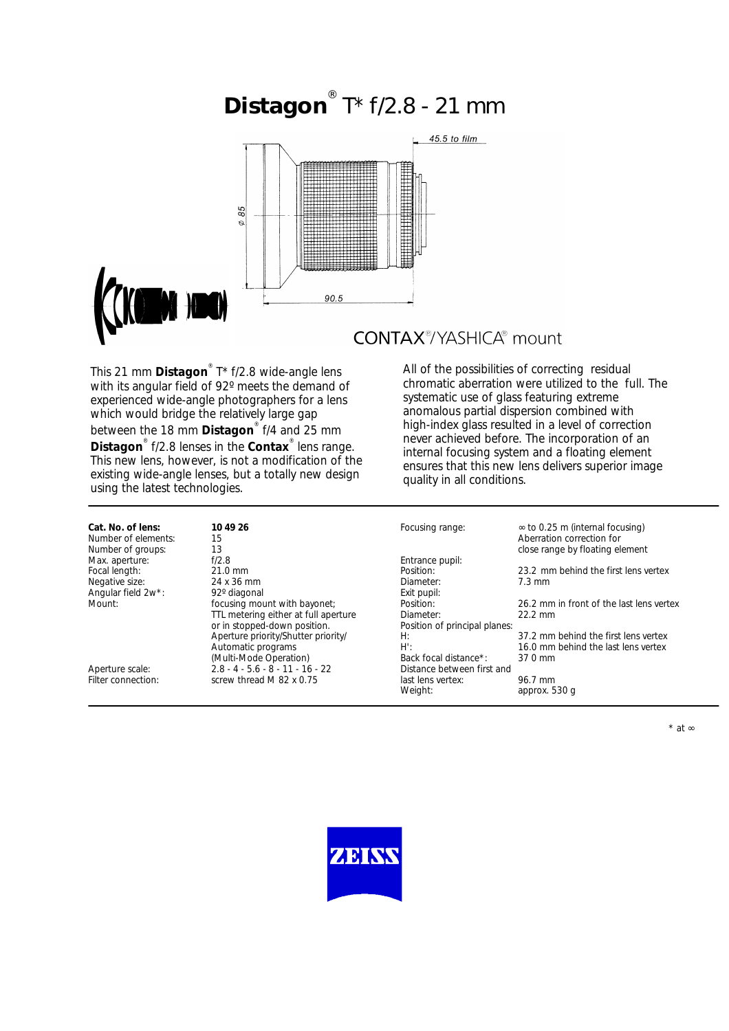# **Distagon**® T* f/2.8 - 21 mm

CONTAX®/YASHICA® mount

This 21 mm **Distagon**® T* f/2.8 wide-angle lens with its angular field of 92º meets the demand of experienced wide-angle photographers for a lens which would bridge the relatively large gap between the 18 mm **Distagon**® f/4 and 25 mm **Distagon**® f/2.8 lenses in the **Contax**® lens range. This new lens, however, is not a modification of the existing wide-angle lenses, but a totally new design using the latest technologies.

All of the possibilities of correcting residual chromatic aberration were utilized to the full. The systematic use of glass featuring extreme anomalous partial dispersion combined with high-index glass resulted in a level of correction never achieved before. The incorporation of an internal focusing system and a floating element ensures that this new lens delivers superior image quality in all conditions.

| | |
|---|---|
| **Cat. No. of lens:** | **10 49 26** |
| Number of elements: | 15 |
| Number of groups: | 13 |
| Max. aperture: | f/2.8 |
| Focal length: | 21.0 mm |
| Negative size: | 24 x 36 mm |
| Angular field 2w*: | 92º diagonal |
| Mount: | focusing mount with bayonet; TTL metering either at full aperture or in stopped-down position. Aperture priority/Shutter priority/ Automatic programs (Multi-Mode Operation) |
| Aperture scale: | 2.8 - 4 - 5.6 - 8 - 11 - 16 - 22 |
| Filter connection: | screw thread M 82 x 0.75 |

| | |
|---|---|
| Focusing range: | ∞ to 0.25 m (internal focusing) Aberration correction for close range by floating element |
| Entrance pupil: | |
| Position: | 23.2 mm behind the first lens vertex |
| Diameter: | 7.3 mm |
| Exit pupil: | |
| Position: | 26.2 mm in front of the last lens vertex |
| Diameter: | 22.2 mm |
| Position of principal planes: | |
| H: | 37.2 mm behind the first lens vertex |
| H': | 16.0 mm behind the last lens vertex |
| Back focal distance*: | 37 0 mm |
| Distance between first and last lens vertex: | 96.7 mm |
| Weight: | approx. 530 g |

\* at ∞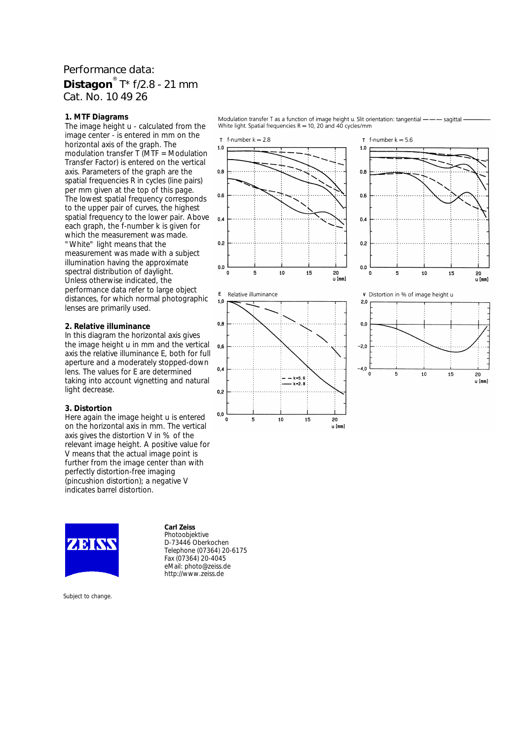Performance data:

# **Distagon**® T* f/2.8 - 21 mm

Cat. No. 10 49 26

### 1. MTF Diagrams

The image height u - calculated from the image center - is entered in mm on the horizontal axis of the graph. The modulation transfer T (MTF = Modulation Transfer Factor) is entered on the vertical axis. Parameters of the graph are the spatial frequencies R in cycles (line pairs) per mm given at the top of this page. The lowest spatial frequency corresponds to the upper pair of curves, the highest spatial frequency to the lower pair. Above each graph, the f-number k is given for which the measurement was made. "White" light means that the measurement was made with a subject illumination having the approximate spectral distribution of daylight. Unless otherwise indicated, the performance data refer to large object distances, for which normal photographic lenses are primarily used.

### 2. Relative illuminance

In this diagram the horizontal axis gives the image height u in mm and the vertical axis the relative illuminance E, both for full aperture and a moderately stopped-down lens. The values for E are determined taking into account vignetting and natural light decrease.

### 3. Distortion

Here again the image height u is entered on the horizontal axis in mm. The vertical axis gives the distortion V in % of the relevant image height. A positive value for V means that the actual image point is further from the image center than with perfectly distortion-free imaging (pincushion distortion); a negative V indicates barrel distortion.

Modulation transfer T as a function of image height u. Slit orientation: tangential — — — sagittal ———
White light. Spatial frequencies R = 10, 20 and 40 cycles/mm

T f-number k = 2.8
1.0
0.8
0.6
0.4
0.2
0.0
0 5 10 15 20
u [mm]

T f-number k = 5.6
1.0
0.8
0.6
0.4
0.2
0.0
0 5 10 15 20
u [mm]

E Relative illuminance
1,0
0,8
0,6
0,4
0,2
0,0
0 5 10 15 20
u [mm]
k=5.6
k=2.8

V Distortion in % of image height u
2,0
0,0
-2,0
-4,0
0 5 10 15 20
u [mm]

**Carl Zeiss**
Photoobjektive
D-73446 Oberkochen
Telephone (07364) 20-6175
Fax (07364) 20-4045
eMail: photo@zeiss.de
http://www.zeiss.de

ZEISS

Subject to change.